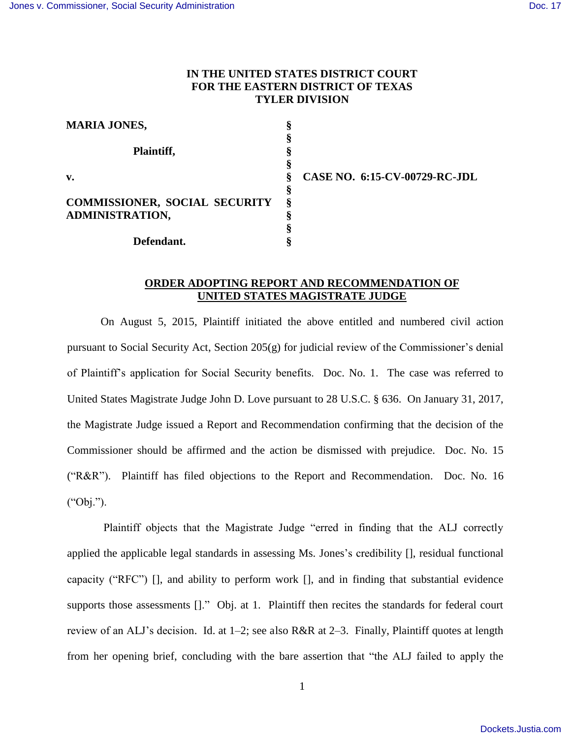**IN THE UNITED STATES DISTRICT COURT**
**FOR THE EASTERN DISTRICT OF TEXAS**
**TYLER DIVISION**

| | | |
|---|---|---|
| **MARIA JONES,** | § | |
| | § | |
| **Plaintiff,** | § | |
| | § | |
| **v.** | § | **CASE NO. 6:15-CV-00729-RC-JDL** |
| | § | |
| **COMMISSIONER, SOCIAL SECURITY ADMINISTRATION,** | § | |
| | § | |
| | § | |
| **Defendant.** | § | |

## ORDER ADOPTING REPORT AND RECOMMENDATION OF UNITED STATES MAGISTRATE JUDGE

On August 5, 2015, Plaintiff initiated the above entitled and numbered civil action pursuant to Social Security Act, Section 205(g) for judicial review of the Commissioner's denial of Plaintiff's application for Social Security benefits. Doc. No. 1. The case was referred to United States Magistrate Judge John D. Love pursuant to 28 U.S.C. § 636. On January 31, 2017, the Magistrate Judge issued a Report and Recommendation confirming that the decision of the Commissioner should be affirmed and the action be dismissed with prejudice. Doc. No. 15 ("R&R"). Plaintiff has filed objections to the Report and Recommendation. Doc. No. 16 ("Obj.").

Plaintiff objects that the Magistrate Judge "erred in finding that the ALJ correctly applied the applicable legal standards in assessing Ms. Jones's credibility [], residual functional capacity ("RFC") [], and ability to perform work [], and in finding that substantial evidence supports those assessments []." Obj. at 1. Plaintiff then recites the standards for federal court review of an ALJ's decision. Id. at 1–2; see also R&R at 2–3. Finally, Plaintiff quotes at length from her opening brief, concluding with the bare assertion that "the ALJ failed to apply the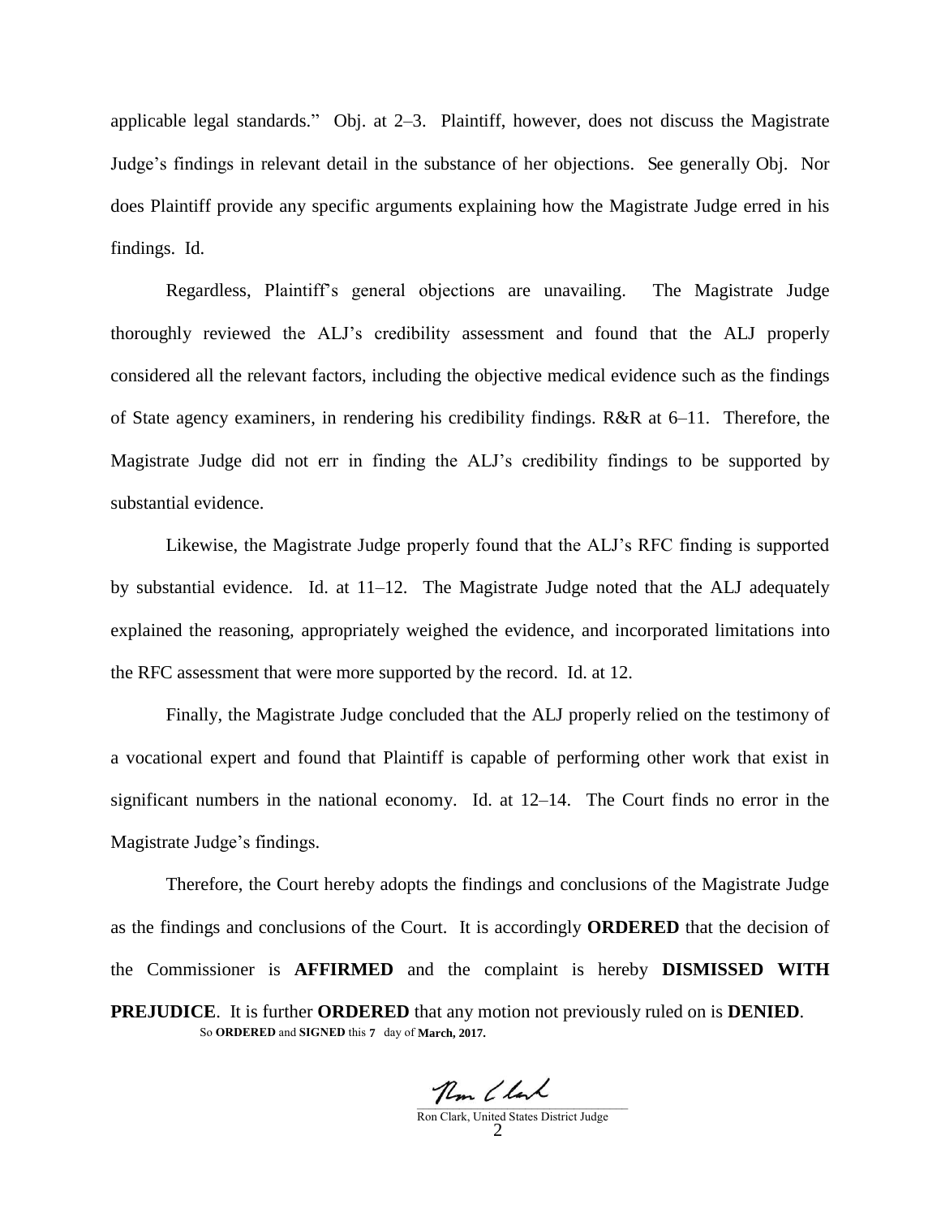applicable legal standards." Obj. at 2–3. Plaintiff, however, does not discuss the Magistrate Judge's findings in relevant detail in the substance of her objections. See generally Obj. Nor does Plaintiff provide any specific arguments explaining how the Magistrate Judge erred in his findings. Id.

Regardless, Plaintiff's general objections are unavailing. The Magistrate Judge thoroughly reviewed the ALJ's credibility assessment and found that the ALJ properly considered all the relevant factors, including the objective medical evidence such as the findings of State agency examiners, in rendering his credibility findings. R&R at 6–11. Therefore, the Magistrate Judge did not err in finding the ALJ's credibility findings to be supported by substantial evidence.

Likewise, the Magistrate Judge properly found that the ALJ's RFC finding is supported by substantial evidence. Id. at 11–12. The Magistrate Judge noted that the ALJ adequately explained the reasoning, appropriately weighed the evidence, and incorporated limitations into the RFC assessment that were more supported by the record. Id. at 12.

Finally, the Magistrate Judge concluded that the ALJ properly relied on the testimony of a vocational expert and found that Plaintiff is capable of performing other work that exist in significant numbers in the national economy. Id. at 12–14. The Court finds no error in the Magistrate Judge's findings.

Therefore, the Court hereby adopts the findings and conclusions of the Magistrate Judge as the findings and conclusions of the Court. It is accordingly **ORDERED** that the decision of the Commissioner is **AFFIRMED** and the complaint is hereby **DISMISSED WITH PREJUDICE**. It is further **ORDERED** that any motion not previously ruled on is **DENIED**.

So **ORDERED** and **SIGNED** this **7** day of **March, 2017.**

Ron Clark, United States District Judge